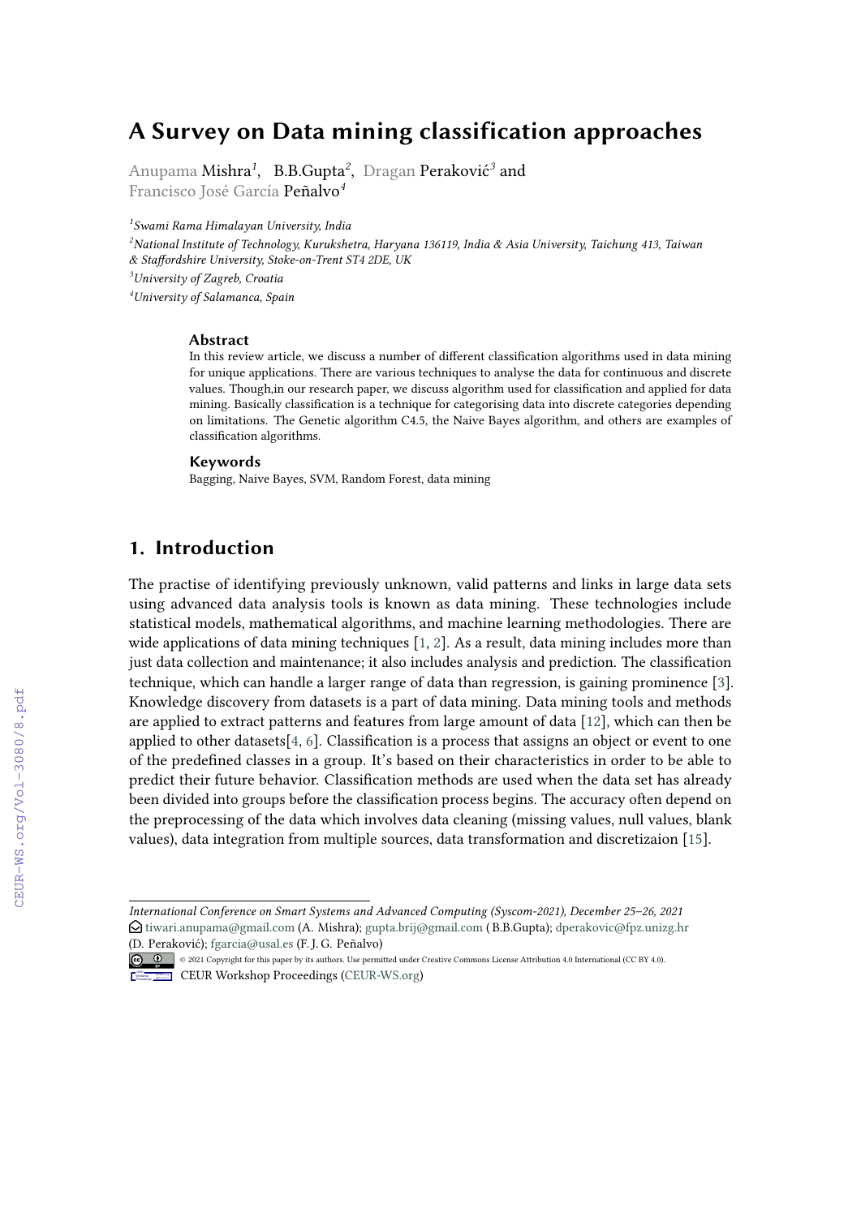# A Survey on Data mining classification approaches

Anupama Mishra[1], B.B.Gupta[2], Dragan Peraković[3] and Francisco José García Peñalvo[4]

[1]*Swami Rama Himalayan University, India*

[2]*National Institute of Technology, Kurukshetra, Haryana 136119, India & Asia University, Taichung 413, Taiwan & Staffordshire University, Stoke-on-Trent ST4 2DE, UK*

[3]*University of Zagreb, Croatia*

[4]*University of Salamanca, Spain*

### Abstract

In this review article, we discuss a number of different classification algorithms used in data mining for unique applications. There are various techniques to analyse the data for continuous and discrete values. Though,in our research paper, we discuss algorithm used for classification and applied for data mining. Basically classification is a technique for categorising data into discrete categories depending on limitations. The Genetic algorithm C4.5, the Naive Bayes algorithm, and others are examples of classification algorithms.

### Keywords

Bagging, Naive Bayes, SVM, Random Forest, data mining

## 1. Introduction

The practise of identifying previously unknown, valid patterns and links in large data sets using advanced data analysis tools is known as data mining. These technologies include statistical models, mathematical algorithms, and machine learning methodologies. There are wide applications of data mining techniques [1, 2]. As a result, data mining includes more than just data collection and maintenance; it also includes analysis and prediction. The classification technique, which can handle a larger range of data than regression, is gaining prominence [3]. Knowledge discovery from datasets is a part of data mining. Data mining tools and methods are applied to extract patterns and features from large amount of data [12], which can then be applied to other datasets[4, 6]. Classification is a process that assigns an object or event to one of the predefined classes in a group. It's based on their characteristics in order to be able to predict their future behavior. Classification methods are used when the data set has already been divided into groups before the classification process begins. The accuracy often depend on the preprocessing of the data which involves data cleaning (missing values, null values, blank values), data integration from multiple sources, data transformation and discretizaion [15].

---

*International Conference on Smart Systems and Advanced Computing (Syscom-2021), December 25–26, 2021*
tiwari.anupama@gmail.com (A. Mishra); gupta.brij@gmail.com ( B.B.Gupta); dperakovic@fpz.unizg.hr (D. Peraković); fgarcia@usal.es (F. J. G. Peñalvo)

© 2021 Copyright for this paper by its authors. Use permitted under Creative Commons License Attribution 4.0 International (CC BY 4.0).

CEUR Workshop Proceedings (CEUR-WS.org)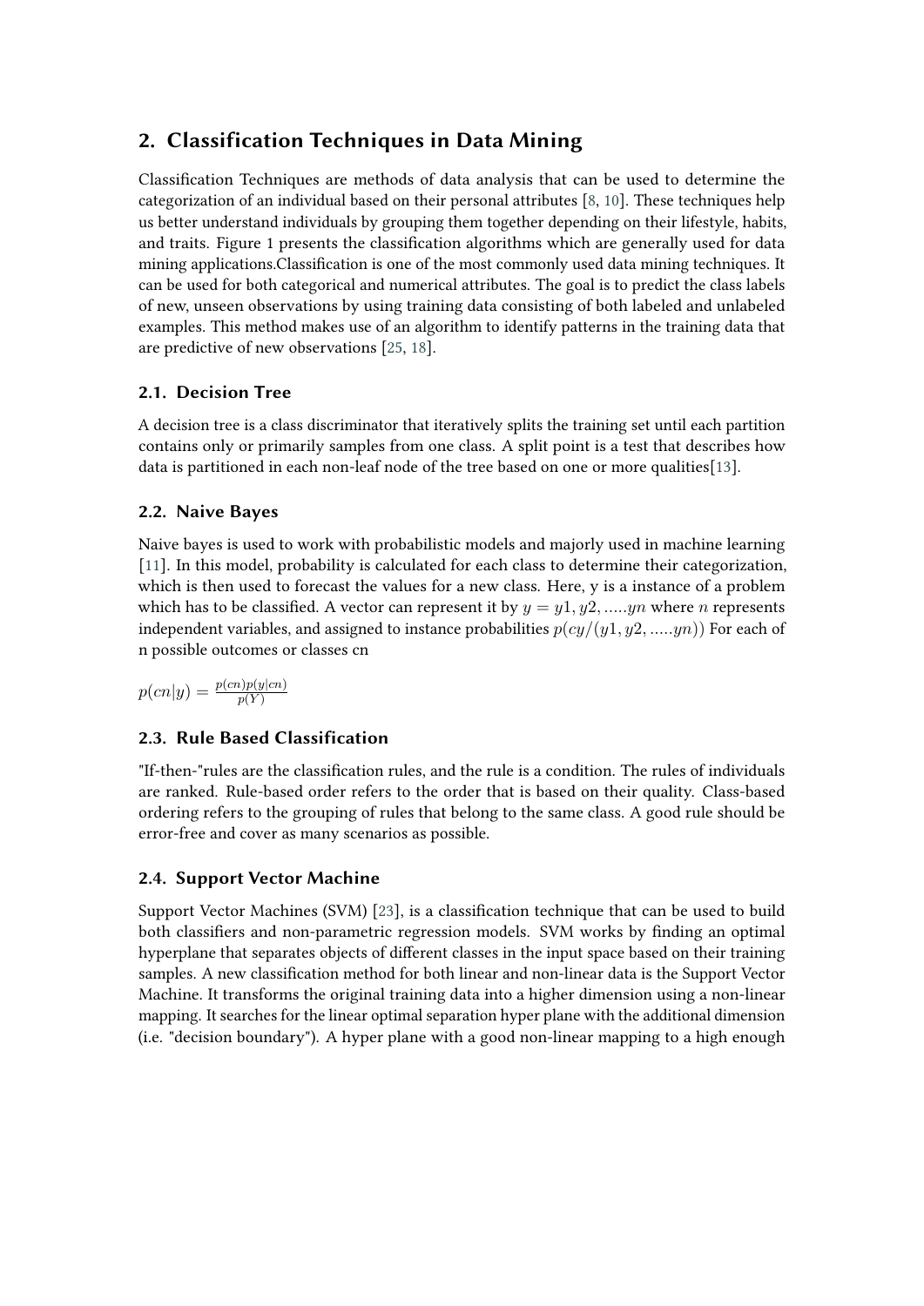## 2. Classification Techniques in Data Mining

Classification Techniques are methods of data analysis that can be used to determine the categorization of an individual based on their personal attributes [8, 10]. These techniques help us better understand individuals by grouping them together depending on their lifestyle, habits, and traits. Figure 1 presents the classification algorithms which are generally used for data mining applications.Classification is one of the most commonly used data mining techniques. It can be used for both categorical and numerical attributes. The goal is to predict the class labels of new, unseen observations by using training data consisting of both labeled and unlabeled examples. This method makes use of an algorithm to identify patterns in the training data that are predictive of new observations [25, 18].

### 2.1. Decision Tree

A decision tree is a class discriminator that iteratively splits the training set until each partition contains only or primarily samples from one class. A split point is a test that describes how data is partitioned in each non-leaf node of the tree based on one or more qualities[13].

### 2.2. Naive Bayes

Naive bayes is used to work with probabilistic models and majorly used in machine learning [11]. In this model, probability is calculated for each class to determine their categorization, which is then used to forecast the values for a new class. Here, y is a instance of a problem which has to be classified. A vector can represent it by $y = y1, y2, .....yn$ where $n$ represents independent variables, and assigned to instance probabilities $p(cy/(y1, y2, .....yn))$ For each of n possible outcomes or classes cn

$p(cn|y) = \frac{p(cn)p(y|cn)}{p(Y)}$

### 2.3. Rule Based Classification

"If-then-"rules are the classification rules, and the rule is a condition. The rules of individuals are ranked. Rule-based order refers to the order that is based on their quality. Class-based ordering refers to the grouping of rules that belong to the same class. A good rule should be error-free and cover as many scenarios as possible.

### 2.4. Support Vector Machine

Support Vector Machines (SVM) [23], is a classification technique that can be used to build both classifiers and non-parametric regression models. SVM works by finding an optimal hyperplane that separates objects of different classes in the input space based on their training samples. A new classification method for both linear and non-linear data is the Support Vector Machine. It transforms the original training data into a higher dimension using a non-linear mapping. It searches for the linear optimal separation hyper plane with the additional dimension (i.e. "decision boundary"). A hyper plane with a good non-linear mapping to a high enough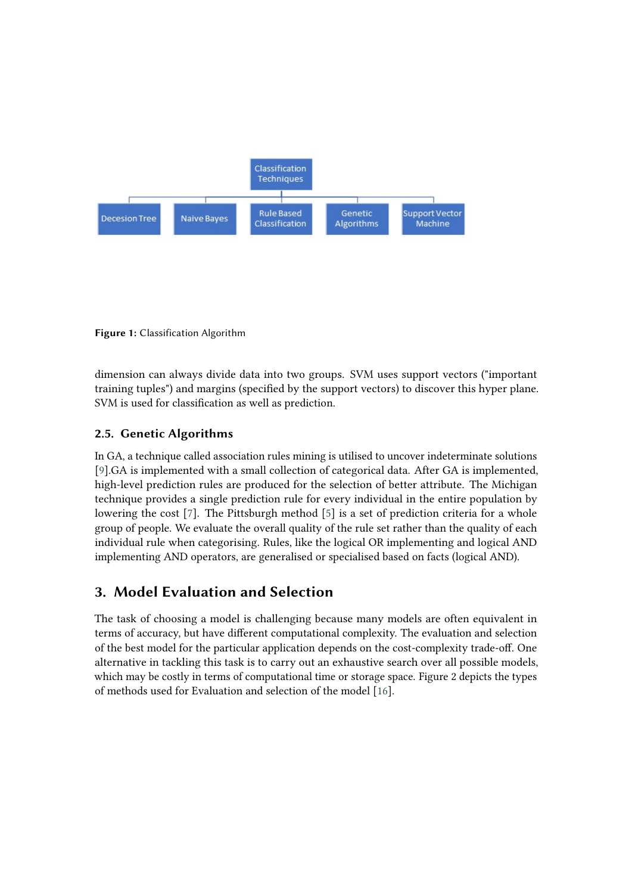Classification Techniques

Decesion Tree | Naive Bayes | Rule Based Classification | Genetic Algorithms | Support Vector Machine

**Figure 1:** Classification Algorithm

dimension can always divide data into two groups. SVM uses support vectors ("important training tuples") and margins (specified by the support vectors) to discover this hyper plane. SVM is used for classification as well as prediction.

### 2.5. Genetic Algorithms

In GA, a technique called association rules mining is utilised to uncover indeterminate solutions [9].GA is implemented with a small collection of categorical data. After GA is implemented, high-level prediction rules are produced for the selection of better attribute. The Michigan technique provides a single prediction rule for every individual in the entire population by lowering the cost [7]. The Pittsburgh method [5] is a set of prediction criteria for a whole group of people. We evaluate the overall quality of the rule set rather than the quality of each individual rule when categorising. Rules, like the logical OR implementing and logical AND implementing AND operators, are generalised or specialised based on facts (logical AND).

## 3. Model Evaluation and Selection

The task of choosing a model is challenging because many models are often equivalent in terms of accuracy, but have different computational complexity. The evaluation and selection of the best model for the particular application depends on the cost-complexity trade-off. One alternative in tackling this task is to carry out an exhaustive search over all possible models, which may be costly in terms of computational time or storage space. Figure 2 depicts the types of methods used for Evaluation and selection of the model [16].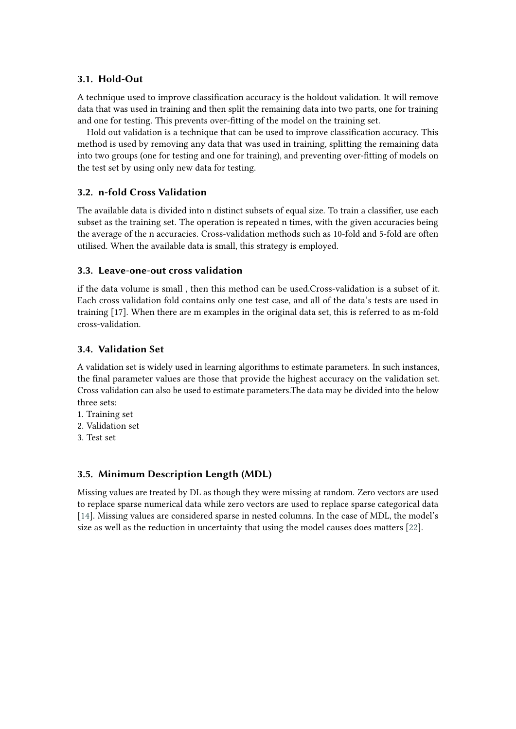### 3.1. Hold-Out

A technique used to improve classification accuracy is the holdout validation. It will remove data that was used in training and then split the remaining data into two parts, one for training and one for testing. This prevents over-fitting of the model on the training set.

Hold out validation is a technique that can be used to improve classification accuracy. This method is used by removing any data that was used in training, splitting the remaining data into two groups (one for testing and one for training), and preventing over-fitting of models on the test set by using only new data for testing.

### 3.2. n-fold Cross Validation

The available data is divided into n distinct subsets of equal size. To train a classifier, use each subset as the training set. The operation is repeated n times, with the given accuracies being the average of the n accuracies. Cross-validation methods such as 10-fold and 5-fold are often utilised. When the available data is small, this strategy is employed.

### 3.3. Leave-one-out cross validation

if the data volume is small , then this method can be used.Cross-validation is a subset of it. Each cross validation fold contains only one test case, and all of the data's tests are used in training [17]. When there are m examples in the original data set, this is referred to as m-fold cross-validation.

### 3.4. Validation Set

A validation set is widely used in learning algorithms to estimate parameters. In such instances, the final parameter values are those that provide the highest accuracy on the validation set. Cross validation can also be used to estimate parameters.The data may be divided into the below three sets:

1. Training set
2. Validation set
3. Test set

### 3.5. Minimum Description Length (MDL)

Missing values are treated by DL as though they were missing at random. Zero vectors are used to replace sparse numerical data while zero vectors are used to replace sparse categorical data [14]. Missing values are considered sparse in nested columns. In the case of MDL, the model's size as well as the reduction in uncertainty that using the model causes does matters [22].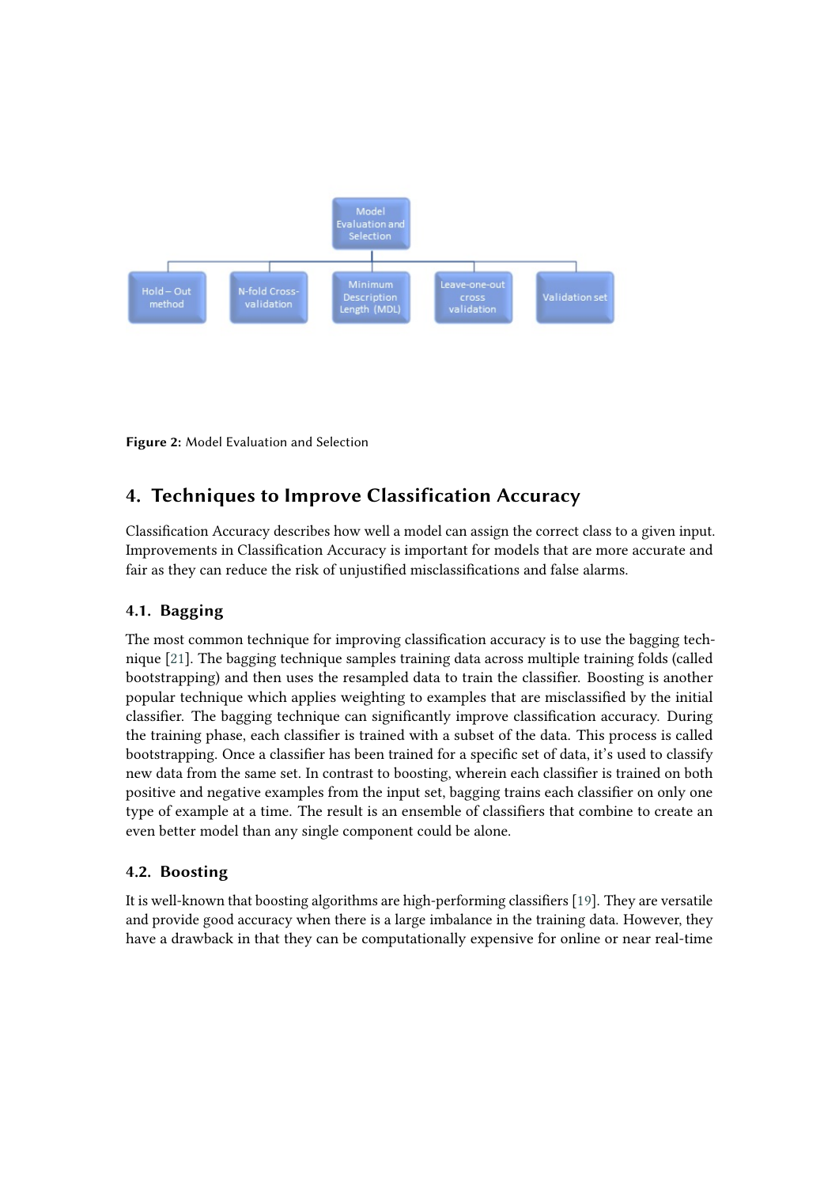Figure 2: Model Evaluation and Selection

## 4. Techniques to Improve Classification Accuracy

Classification Accuracy describes how well a model can assign the correct class to a given input. Improvements in Classification Accuracy is important for models that are more accurate and fair as they can reduce the risk of unjustified misclassifications and false alarms.

### 4.1. Bagging

The most common technique for improving classification accuracy is to use the bagging technique [21]. The bagging technique samples training data across multiple training folds (called bootstrapping) and then uses the resampled data to train the classifier. Boosting is another popular technique which applies weighting to examples that are misclassified by the initial classifier. The bagging technique can significantly improve classification accuracy. During the training phase, each classifier is trained with a subset of the data. This process is called bootstrapping. Once a classifier has been trained for a specific set of data, it's used to classify new data from the same set. In contrast to boosting, wherein each classifier is trained on both positive and negative examples from the input set, bagging trains each classifier on only one type of example at a time. The result is an ensemble of classifiers that combine to create an even better model than any single component could be alone.

### 4.2. Boosting

It is well-known that boosting algorithms are high-performing classifiers [19]. They are versatile and provide good accuracy when there is a large imbalance in the training data. However, they have a drawback in that they can be computationally expensive for online or near real-time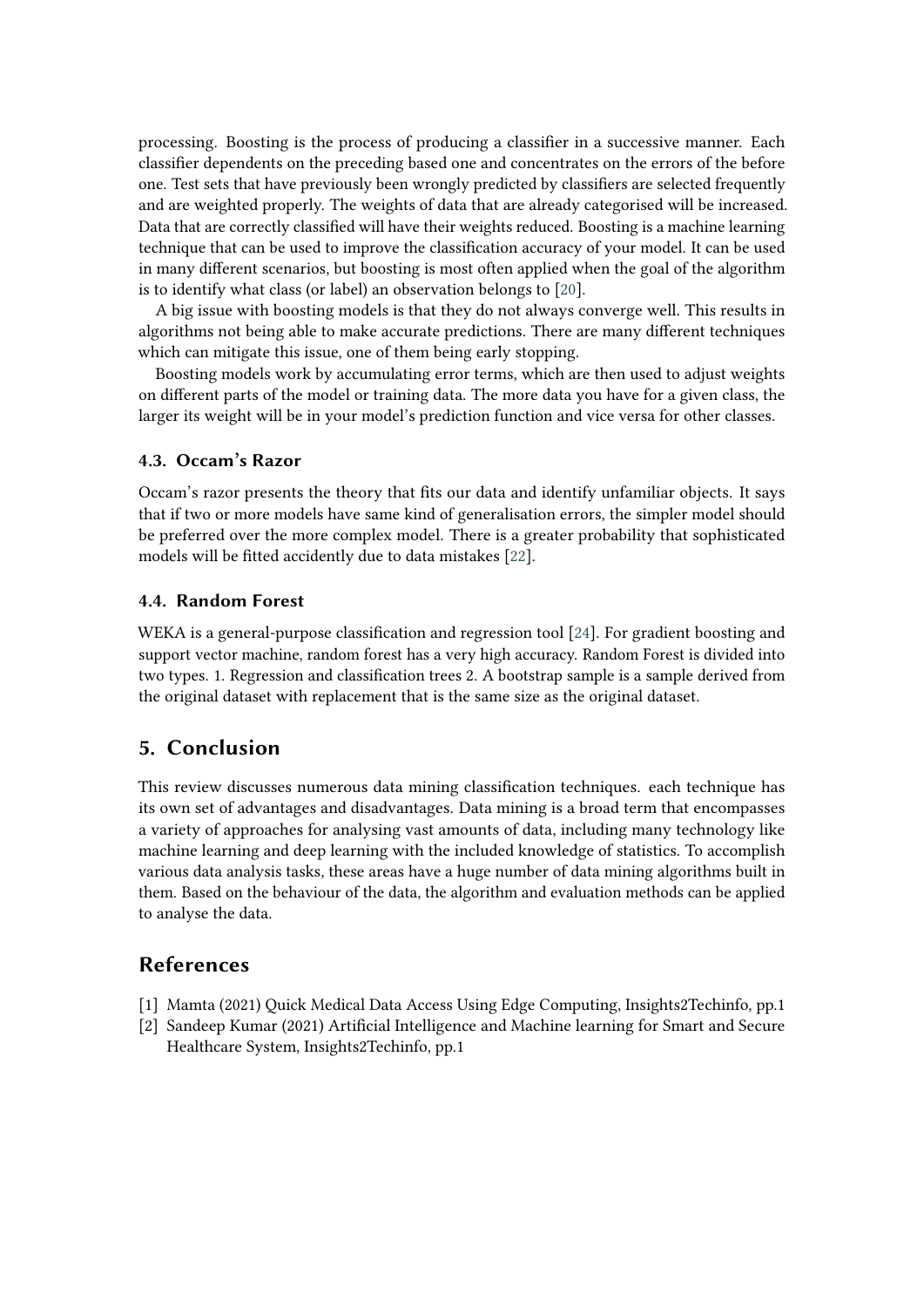processing. Boosting is the process of producing a classifier in a successive manner. Each classifier dependents on the preceding based one and concentrates on the errors of the before one. Test sets that have previously been wrongly predicted by classifiers are selected frequently and are weighted properly. The weights of data that are already categorised will be increased. Data that are correctly classified will have their weights reduced. Boosting is a machine learning technique that can be used to improve the classification accuracy of your model. It can be used in many different scenarios, but boosting is most often applied when the goal of the algorithm is to identify what class (or label) an observation belongs to [20].

A big issue with boosting models is that they do not always converge well. This results in algorithms not being able to make accurate predictions. There are many different techniques which can mitigate this issue, one of them being early stopping.

Boosting models work by accumulating error terms, which are then used to adjust weights on different parts of the model or training data. The more data you have for a given class, the larger its weight will be in your model's prediction function and vice versa for other classes.

### 4.3. Occam's Razor

Occam's razor presents the theory that fits our data and identify unfamiliar objects. It says that if two or more models have same kind of generalisation errors, the simpler model should be preferred over the more complex model. There is a greater probability that sophisticated models will be fitted accidently due to data mistakes [22].

### 4.4. Random Forest

WEKA is a general-purpose classification and regression tool [24]. For gradient boosting and support vector machine, random forest has a very high accuracy. Random Forest is divided into two types. 1. Regression and classification trees 2. A bootstrap sample is a sample derived from the original dataset with replacement that is the same size as the original dataset.

## 5. Conclusion

This review discusses numerous data mining classification techniques. each technique has its own set of advantages and disadvantages. Data mining is a broad term that encompasses a variety of approaches for analysing vast amounts of data, including many technology like machine learning and deep learning with the included knowledge of statistics. To accomplish various data analysis tasks, these areas have a huge number of data mining algorithms built in them. Based on the behaviour of the data, the algorithm and evaluation methods can be applied to analyse the data.

## References

[1] Mamta (2021) Quick Medical Data Access Using Edge Computing, Insights2Techinfo, pp.1

[2] Sandeep Kumar (2021) Artificial Intelligence and Machine learning for Smart and Secure Healthcare System, Insights2Techinfo, pp.1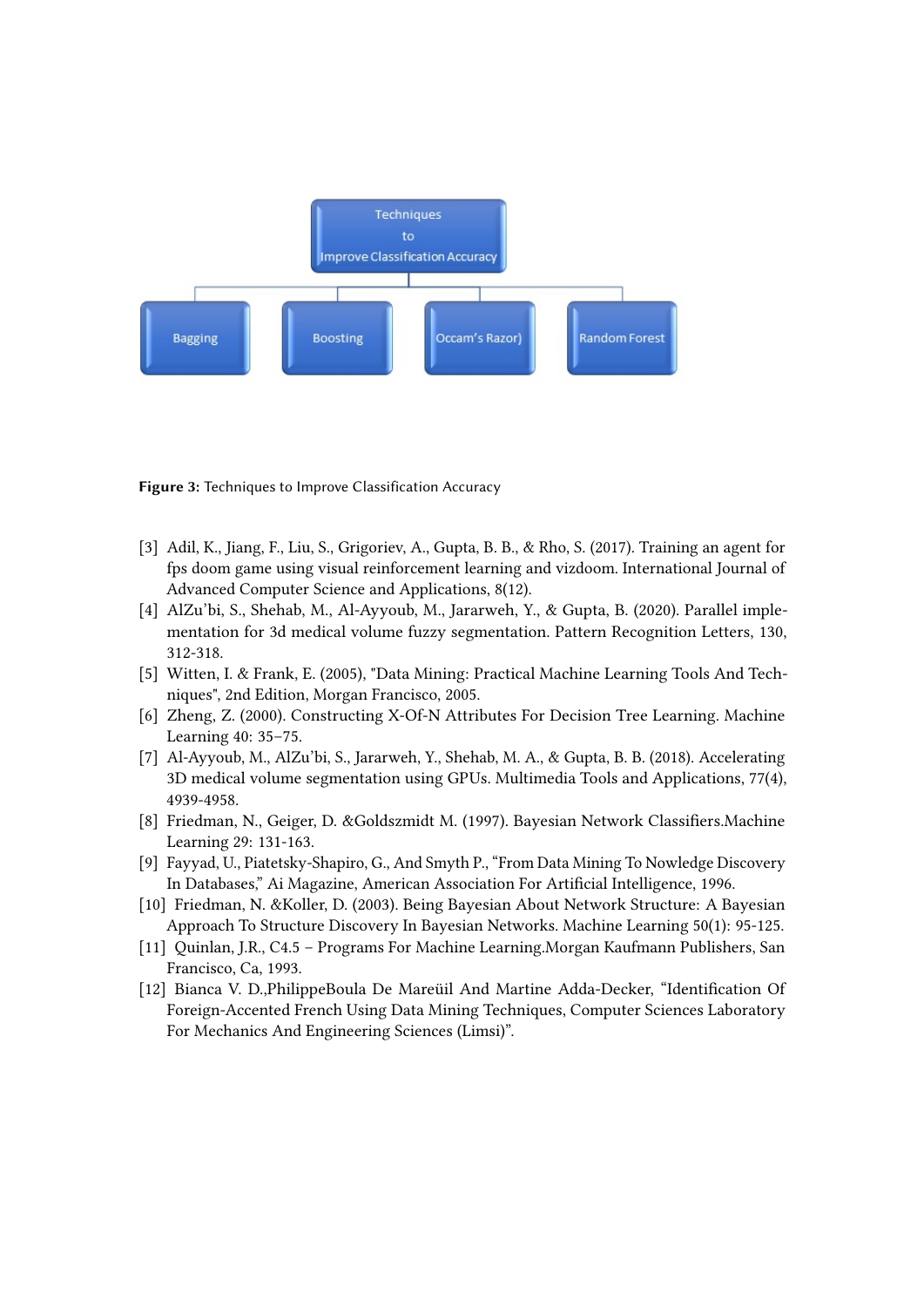Techniques to Improve Classification Accuracy

Bagging | Boosting | Occam's Razor) | Random Forest

**Figure 3:** Techniques to Improve Classification Accuracy

[3] Adil, K., Jiang, F., Liu, S., Grigoriev, A., Gupta, B. B., & Rho, S. (2017). Training an agent for fps doom game using visual reinforcement learning and vizdoom. International Journal of Advanced Computer Science and Applications, 8(12).

[4] AlZu'bi, S., Shehab, M., Al-Ayyoub, M., Jararweh, Y., & Gupta, B. (2020). Parallel implementation for 3d medical volume fuzzy segmentation. Pattern Recognition Letters, 130, 312-318.

[5] Witten, I. & Frank, E. (2005), "Data Mining: Practical Machine Learning Tools And Techniques", 2nd Edition, Morgan Francisco, 2005.

[6] Zheng, Z. (2000). Constructing X-Of-N Attributes For Decision Tree Learning. Machine Learning 40: 35–75.

[7] Al-Ayyoub, M., AlZu'bi, S., Jararweh, Y., Shehab, M. A., & Gupta, B. B. (2018). Accelerating 3D medical volume segmentation using GPUs. Multimedia Tools and Applications, 77(4), 4939-4958.

[8] Friedman, N., Geiger, D. &Goldszmidt M. (1997). Bayesian Network Classifiers.Machine Learning 29: 131-163.

[9] Fayyad, U., Piatetsky-Shapiro, G., And Smyth P., "From Data Mining To Nowledge Discovery In Databases," Ai Magazine, American Association For Artificial Intelligence, 1996.

[10] Friedman, N. &Koller, D. (2003). Being Bayesian About Network Structure: A Bayesian Approach To Structure Discovery In Bayesian Networks. Machine Learning 50(1): 95-125.

[11] Quinlan, J.R., C4.5 – Programs For Machine Learning.Morgan Kaufmann Publishers, San Francisco, Ca, 1993.

[12] Bianca V. D.,PhilippeBoula De Mareüil And Martine Adda-Decker, "Identification Of Foreign-Accented French Using Data Mining Techniques, Computer Sciences Laboratory For Mechanics And Engineering Sciences (Limsi)".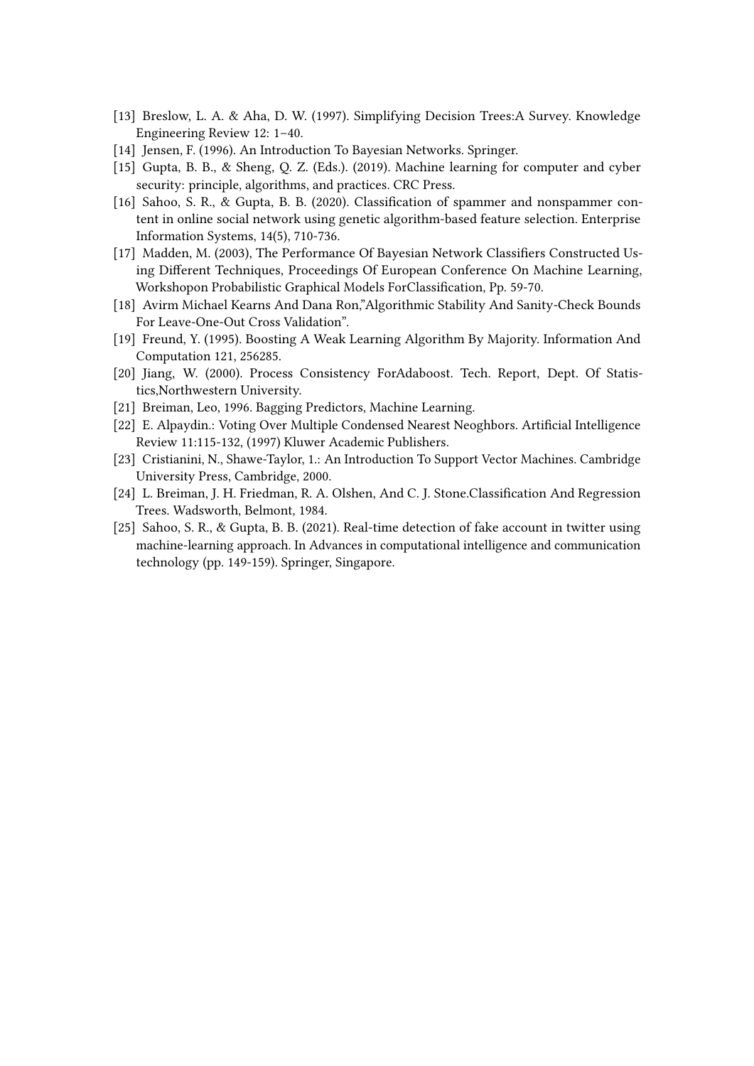[13] Breslow, L. A. & Aha, D. W. (1997). Simplifying Decision Trees:A Survey. Knowledge Engineering Review 12: 1–40.

[14] Jensen, F. (1996). An Introduction To Bayesian Networks. Springer.

[15] Gupta, B. B., & Sheng, Q. Z. (Eds.). (2019). Machine learning for computer and cyber security: principle, algorithms, and practices. CRC Press.

[16] Sahoo, S. R., & Gupta, B. B. (2020). Classification of spammer and nonspammer content in online social network using genetic algorithm-based feature selection. Enterprise Information Systems, 14(5), 710-736.

[17] Madden, M. (2003), The Performance Of Bayesian Network Classifiers Constructed Using Different Techniques, Proceedings Of European Conference On Machine Learning, Workshopon Probabilistic Graphical Models ForClassification, Pp. 59-70.

[18] Avirm Michael Kearns And Dana Ron,"Algorithmic Stability And Sanity-Check Bounds For Leave-One-Out Cross Validation".

[19] Freund, Y. (1995). Boosting A Weak Learning Algorithm By Majority. Information And Computation 121, 256285.

[20] Jiang, W. (2000). Process Consistency ForAdaboost. Tech. Report, Dept. Of Statistics,Northwestern University.

[21] Breiman, Leo, 1996. Bagging Predictors, Machine Learning.

[22] E. Alpaydin.: Voting Over Multiple Condensed Nearest Neoghbors. Artificial Intelligence Review 11:115-132, (1997) Kluwer Academic Publishers.

[23] Cristianini, N., Shawe-Taylor, 1.: An Introduction To Support Vector Machines. Cambridge University Press, Cambridge, 2000.

[24] L. Breiman, J. H. Friedman, R. A. Olshen, And C. J. Stone.Classification And Regression Trees. Wadsworth, Belmont, 1984.

[25] Sahoo, S. R., & Gupta, B. B. (2021). Real-time detection of fake account in twitter using machine-learning approach. In Advances in computational intelligence and communication technology (pp. 149-159). Springer, Singapore.